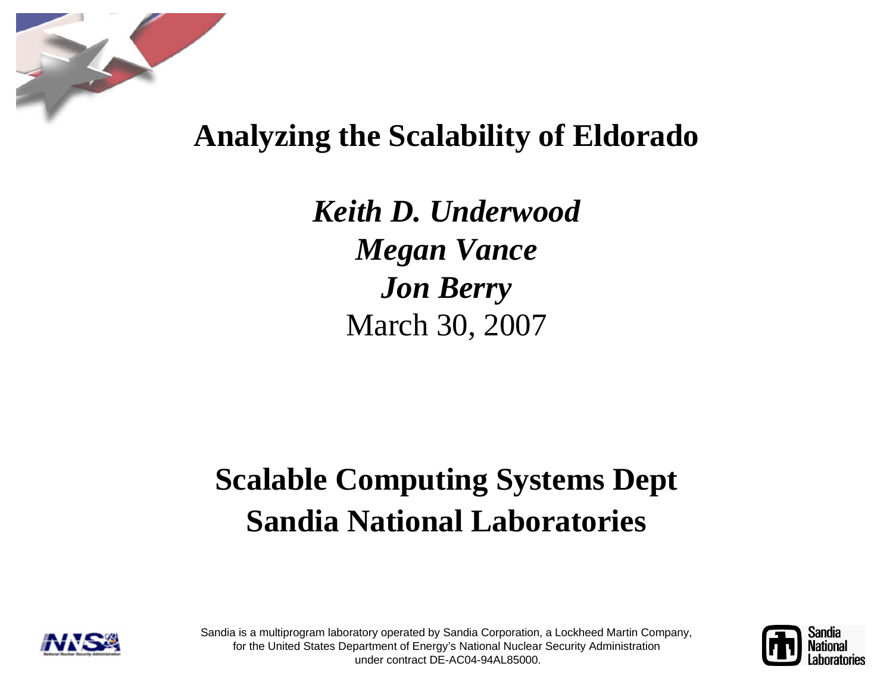# Analyzing the Scalability of Eldorado

*Keith D. Underwood*
*Megan Vance*
*Jon Berry*
March 30, 2007

## Scalable Computing Systems Dept
## Sandia National Laboratories

Sandia is a multiprogram laboratory operated by Sandia Corporation, a Lockheed Martin Company, for the United States Department of Energy's National Nuclear Security Administration under contract DE-AC04-94AL85000.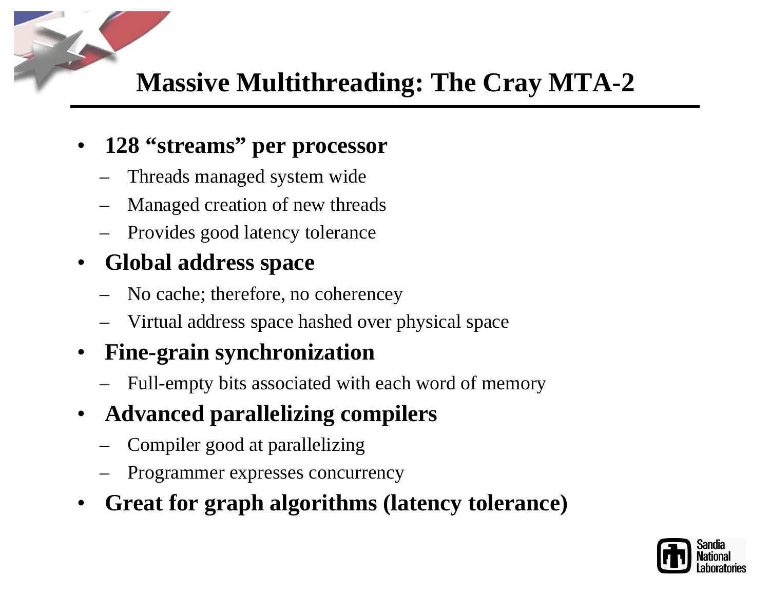# Massive Multithreading: The Cray MTA-2

- **128 “streams” per processor**
  - Threads managed system wide
  - Managed creation of new threads
  - Provides good latency tolerance
- **Global address space**
  - No cache; therefore, no coherencey
  - Virtual address space hashed over physical space
- **Fine-grain synchronization**
  - Full-empty bits associated with each word of memory
- **Advanced parallelizing compilers**
  - Compiler good at parallelizing
  - Programmer expresses concurrency
- **Great for graph algorithms (latency tolerance)**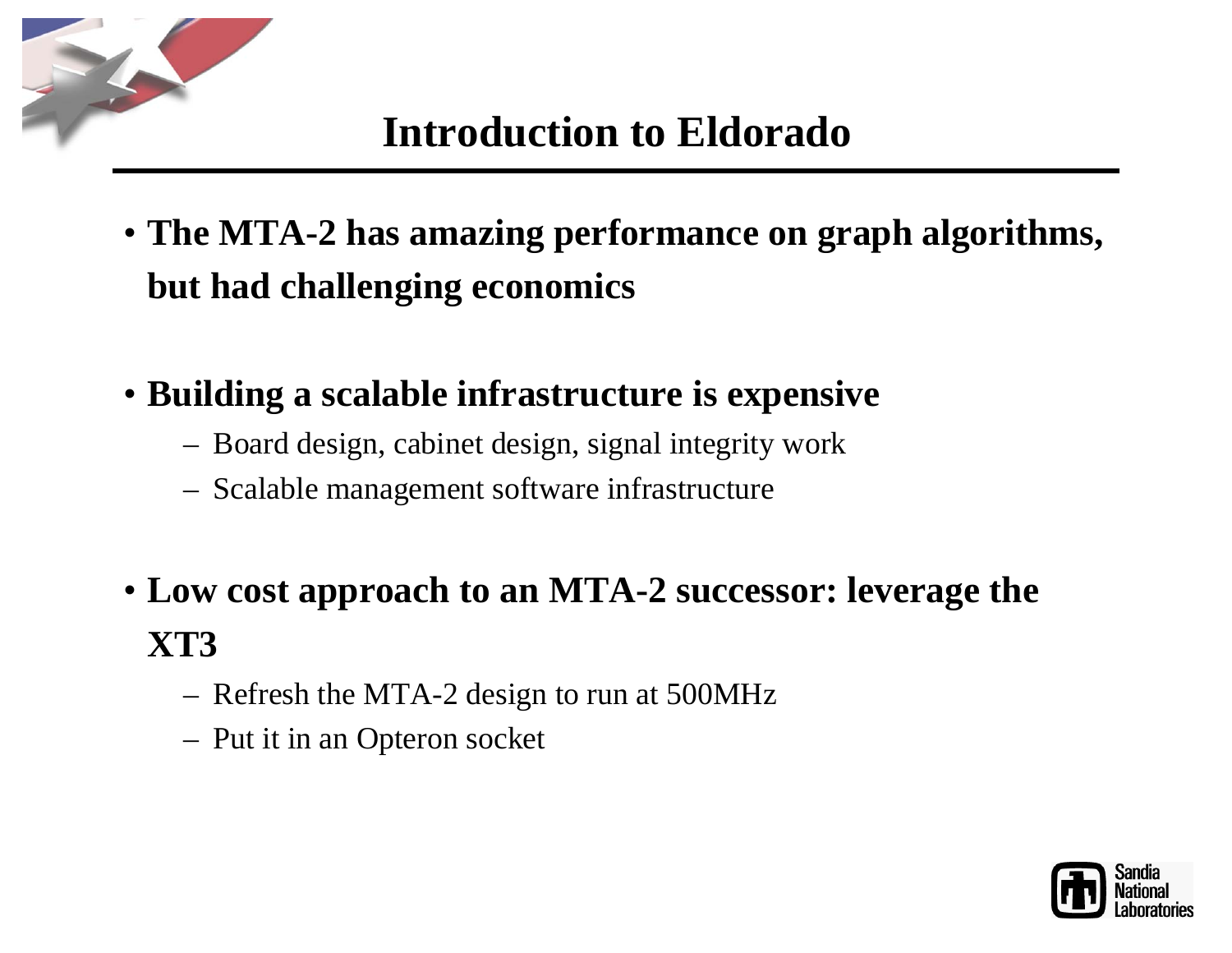# Introduction to Eldorado

- **The MTA-2 has amazing performance on graph algorithms, but had challenging economics**

- **Building a scalable infrastructure is expensive**
  - Board design, cabinet design, signal integrity work
  - Scalable management software infrastructure

- **Low cost approach to an MTA-2 successor: leverage the XT3**
  - Refresh the MTA-2 design to run at 500MHz
  - Put it in an Opteron socket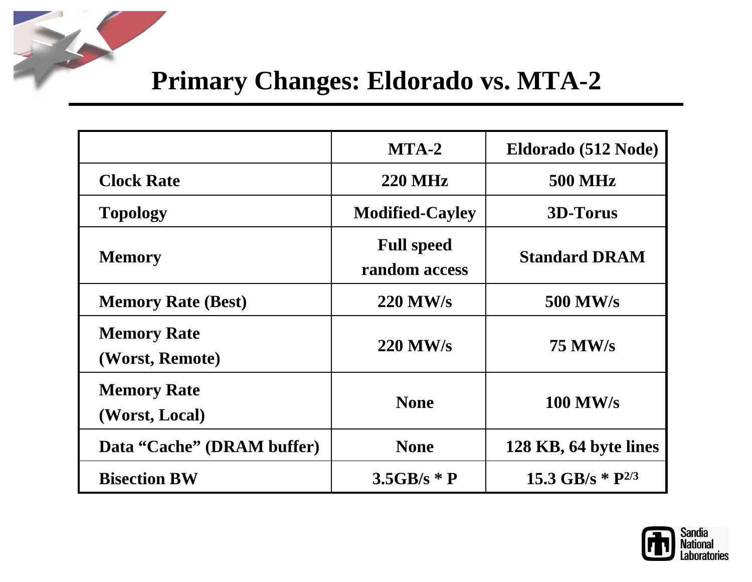# Primary Changes: Eldorado vs. MTA-2

| | MTA-2 | Eldorado (512 Node) |
|---|---|---|
| Clock Rate | 220 MHz | 500 MHz |
| Topology | Modified-Cayley | 3D-Torus |
| Memory | Full speed random access | Standard DRAM |
| Memory Rate (Best) | 220 MW/s | 500 MW/s |
| Memory Rate (Worst, Remote) | 220 MW/s | 75 MW/s |
| Memory Rate (Worst, Local) | None | 100 MW/s |
| Data "Cache" (DRAM buffer) | None | 128 KB, 64 byte lines |
| Bisection BW | 3.5GB/s * P | 15.3 GB/s * $P^{2/3}$ |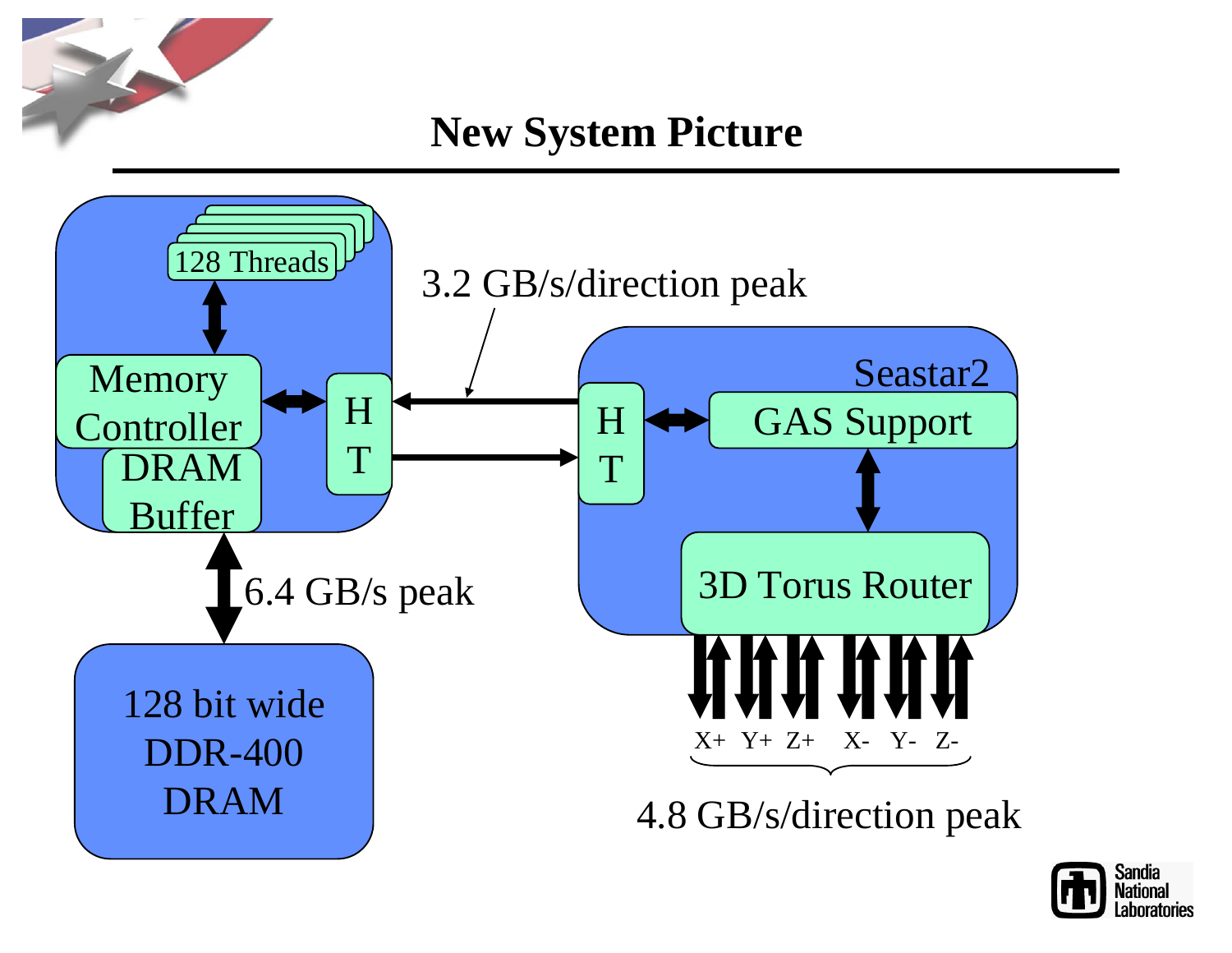# New System Picture

128 Threads

Memory Controller

DRAM Buffer

H T

3.2 GB/s/direction peak

Seastar2

H T

GAS Support

3D Torus Router

6.4 GB/s peak

128 bit wide DDR-400 DRAM

X+ Y+ Z+ X- Y- Z-

4.8 GB/s/direction peak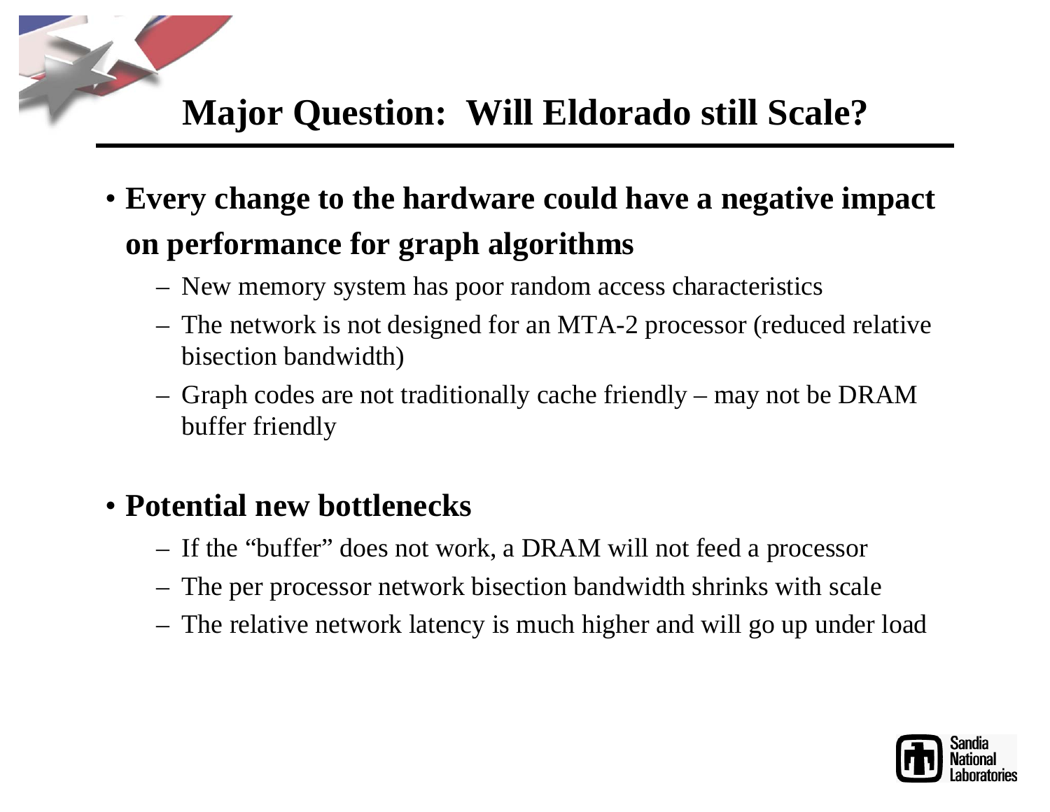# Major Question: Will Eldorado still Scale?

- **Every change to the hardware could have a negative impact on performance for graph algorithms**
  - New memory system has poor random access characteristics
  - The network is not designed for an MTA-2 processor (reduced relative bisection bandwidth)
  - Graph codes are not traditionally cache friendly – may not be DRAM buffer friendly

- **Potential new bottlenecks**
  - If the "buffer" does not work, a DRAM will not feed a processor
  - The per processor network bisection bandwidth shrinks with scale
  - The relative network latency is much higher and will go up under load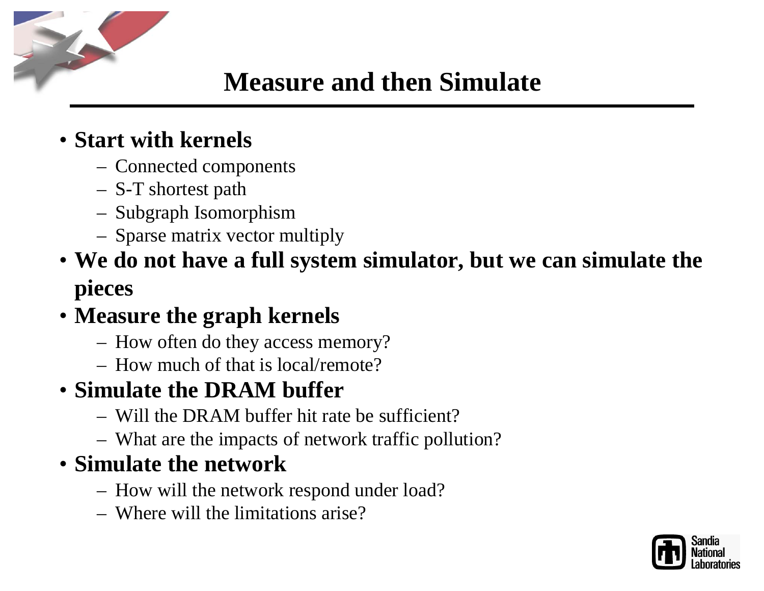# Measure and then Simulate

- **Start with kernels**
  - Connected components
  - S-T shortest path
  - Subgraph Isomorphism
  - Sparse matrix vector multiply
- **We do not have a full system simulator, but we can simulate the pieces**
- **Measure the graph kernels**
  - How often do they access memory?
  - How much of that is local/remote?
- **Simulate the DRAM buffer**
  - Will the DRAM buffer hit rate be sufficient?
  - What are the impacts of network traffic pollution?
- **Simulate the network**
  - How will the network respond under load?
  - Where will the limitations arise?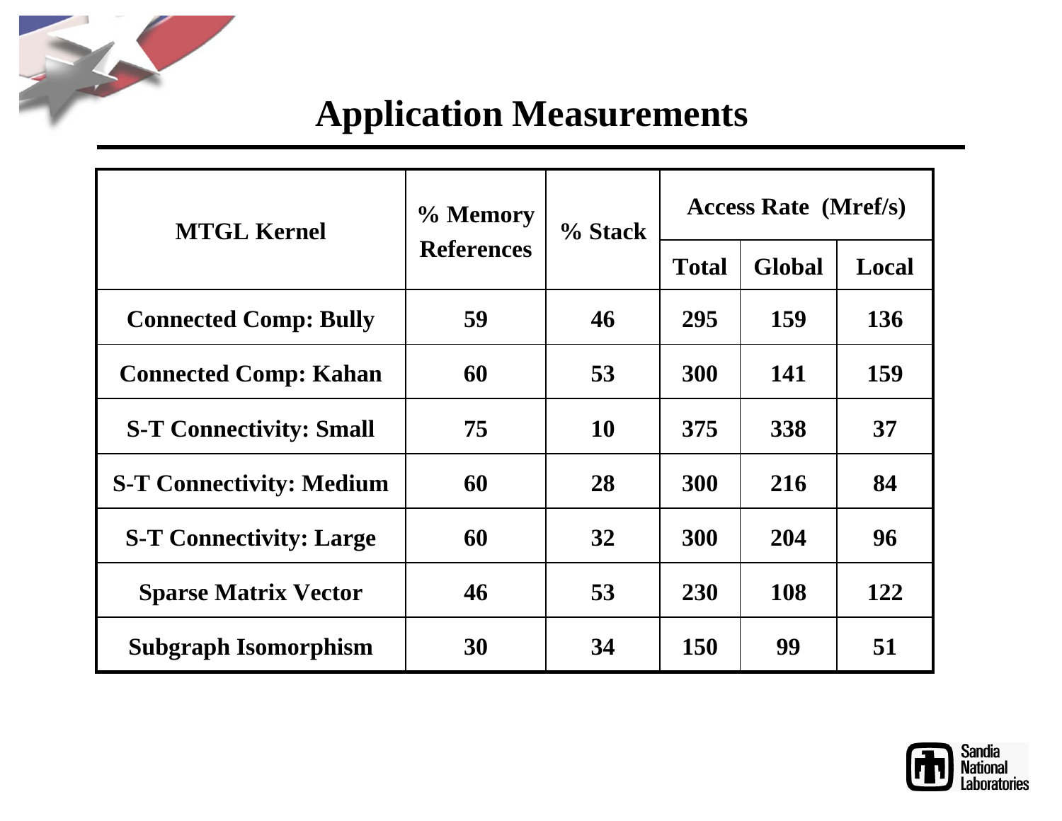# Application Measurements

| MTGL Kernel | % Memory References | % Stack | Access Rate (Mref/s) | | |
|---|---|---|---|---|---|
| | | | Total | Global | Local |
| Connected Comp: Bully | 59 | 46 | 295 | 159 | 136 |
| Connected Comp: Kahan | 60 | 53 | 300 | 141 | 159 |
| S-T Connectivity: Small | 75 | 10 | 375 | 338 | 37 |
| S-T Connectivity: Medium | 60 | 28 | 300 | 216 | 84 |
| S-T Connectivity: Large | 60 | 32 | 300 | 204 | 96 |
| Sparse Matrix Vector | 46 | 53 | 230 | 108 | 122 |
| Subgraph Isomorphism | 30 | 34 | 150 | 99 | 51 |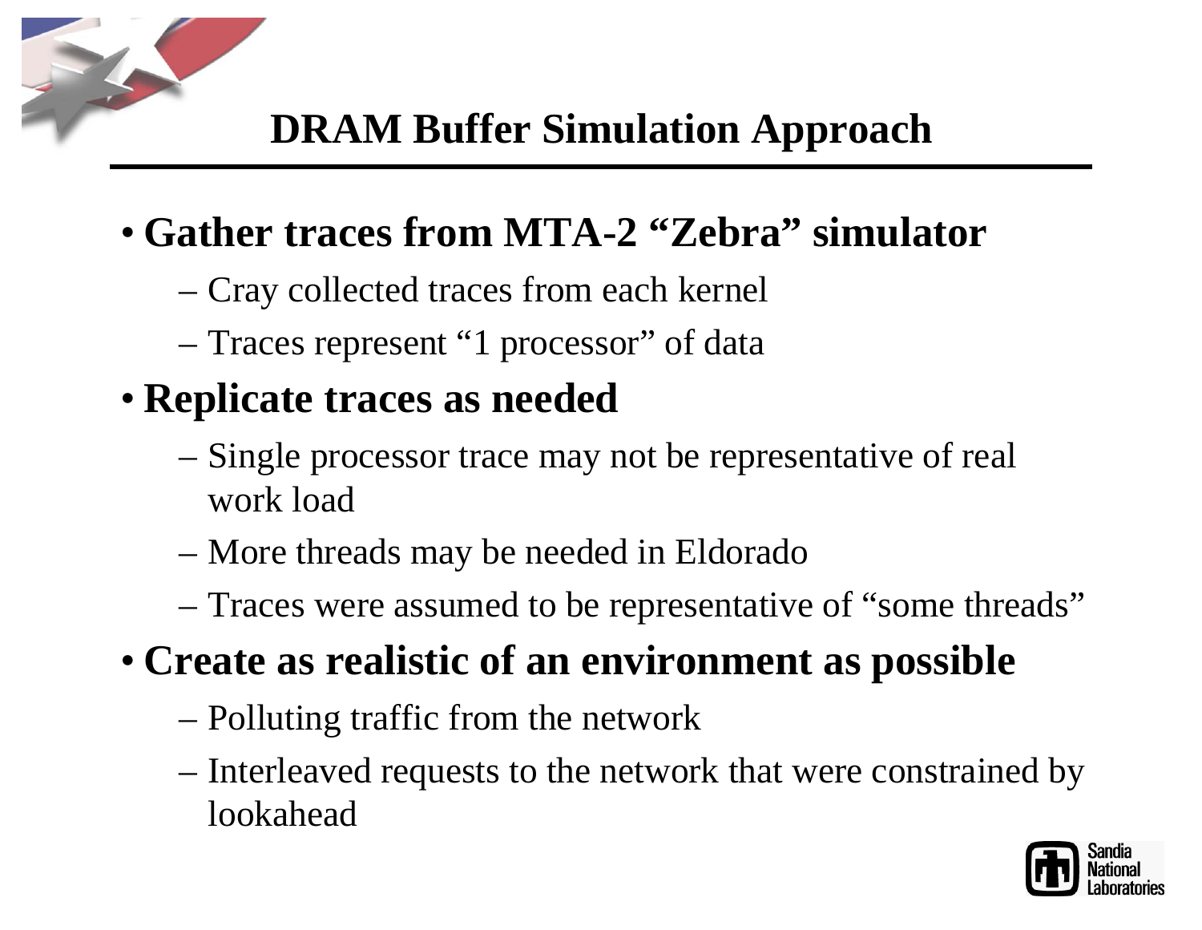# DRAM Buffer Simulation Approach

- **Gather traces from MTA-2 "Zebra" simulator**
  - Cray collected traces from each kernel
  - Traces represent "1 processor" of data
- **Replicate traces as needed**
  - Single processor trace may not be representative of real work load
  - More threads may be needed in Eldorado
  - Traces were assumed to be representative of "some threads"
- **Create as realistic of an environment as possible**
  - Polluting traffic from the network
  - Interleaved requests to the network that were constrained by lookahead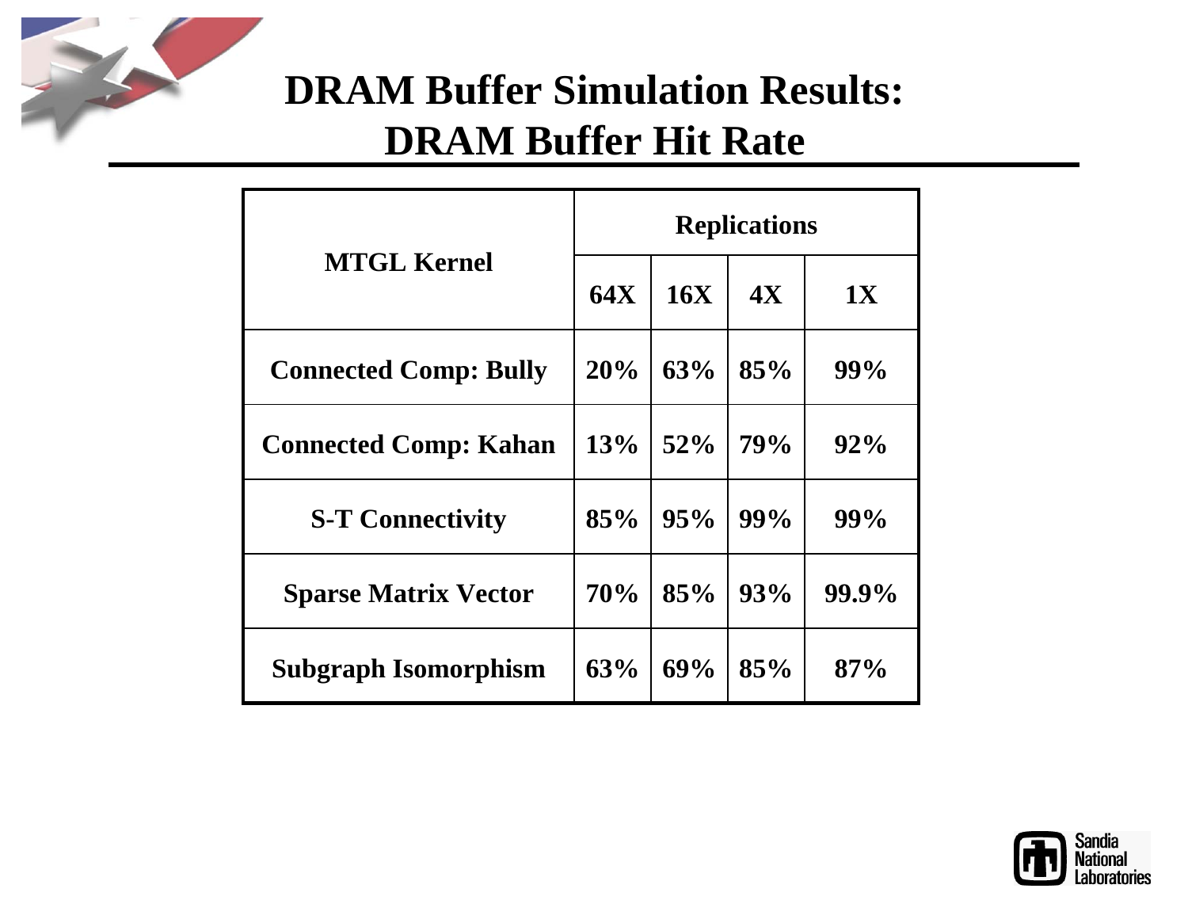# DRAM Buffer Simulation Results: DRAM Buffer Hit Rate

| MTGL Kernel | Replications | | | |
|---|---|---|---|---|
| | 64X | 16X | 4X | 1X |
| Connected Comp: Bully | 20% | 63% | 85% | 99% |
| Connected Comp: Kahan | 13% | 52% | 79% | 92% |
| S-T Connectivity | 85% | 95% | 99% | 99% |
| Sparse Matrix Vector | 70% | 85% | 93% | 99.9% |
| Subgraph Isomorphism | 63% | 69% | 85% | 87% |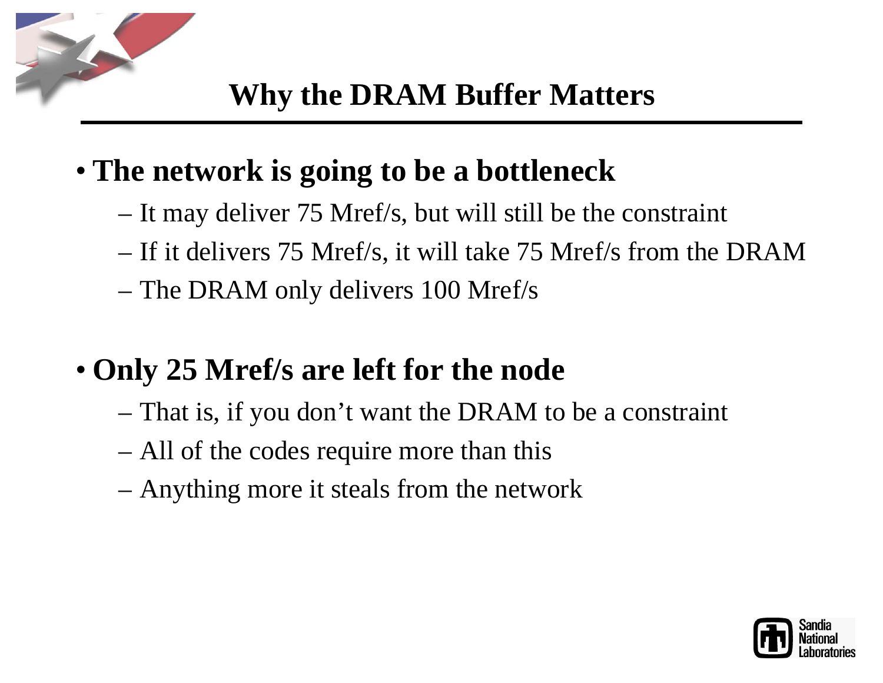# Why the DRAM Buffer Matters

- **The network is going to be a bottleneck**
  - It may deliver 75 Mref/s, but will still be the constraint
  - If it delivers 75 Mref/s, it will take 75 Mref/s from the DRAM
  - The DRAM only delivers 100 Mref/s

- **Only 25 Mref/s are left for the node**
  - That is, if you don't want the DRAM to be a constraint
  - All of the codes require more than this
  - Anything more it steals from the network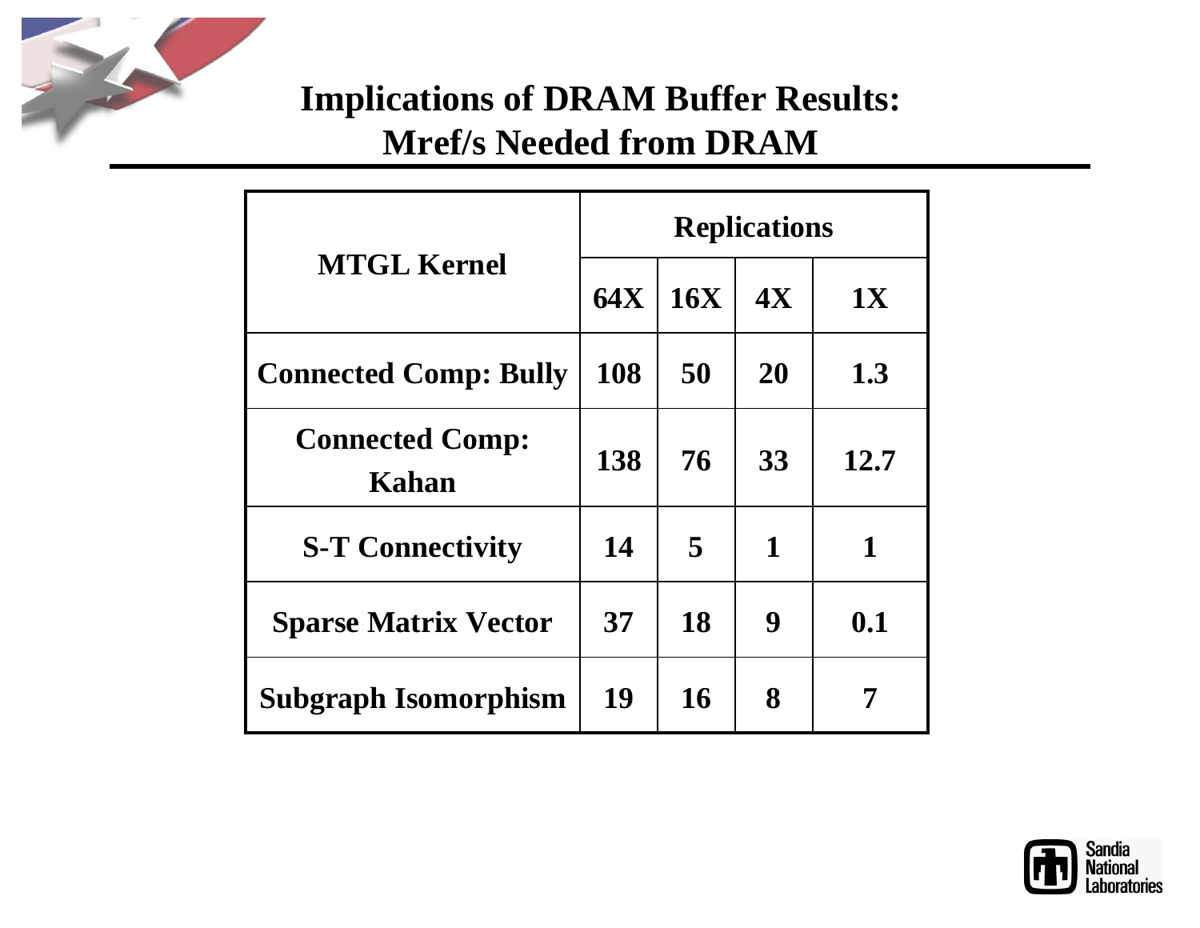# Implications of DRAM Buffer Results: Mref/s Needed from DRAM

| MTGL Kernel | Replications | | | |
|---|---|---|---|---|
| | 64X | 16X | 4X | 1X |
| Connected Comp: Bully | 108 | 50 | 20 | 1.3 |
| Connected Comp: Kahan | 138 | 76 | 33 | 12.7 |
| S-T Connectivity | 14 | 5 | 1 | 1 |
| Sparse Matrix Vector | 37 | 18 | 9 | 0.1 |
| Subgraph Isomorphism | 19 | 16 | 8 | 7 |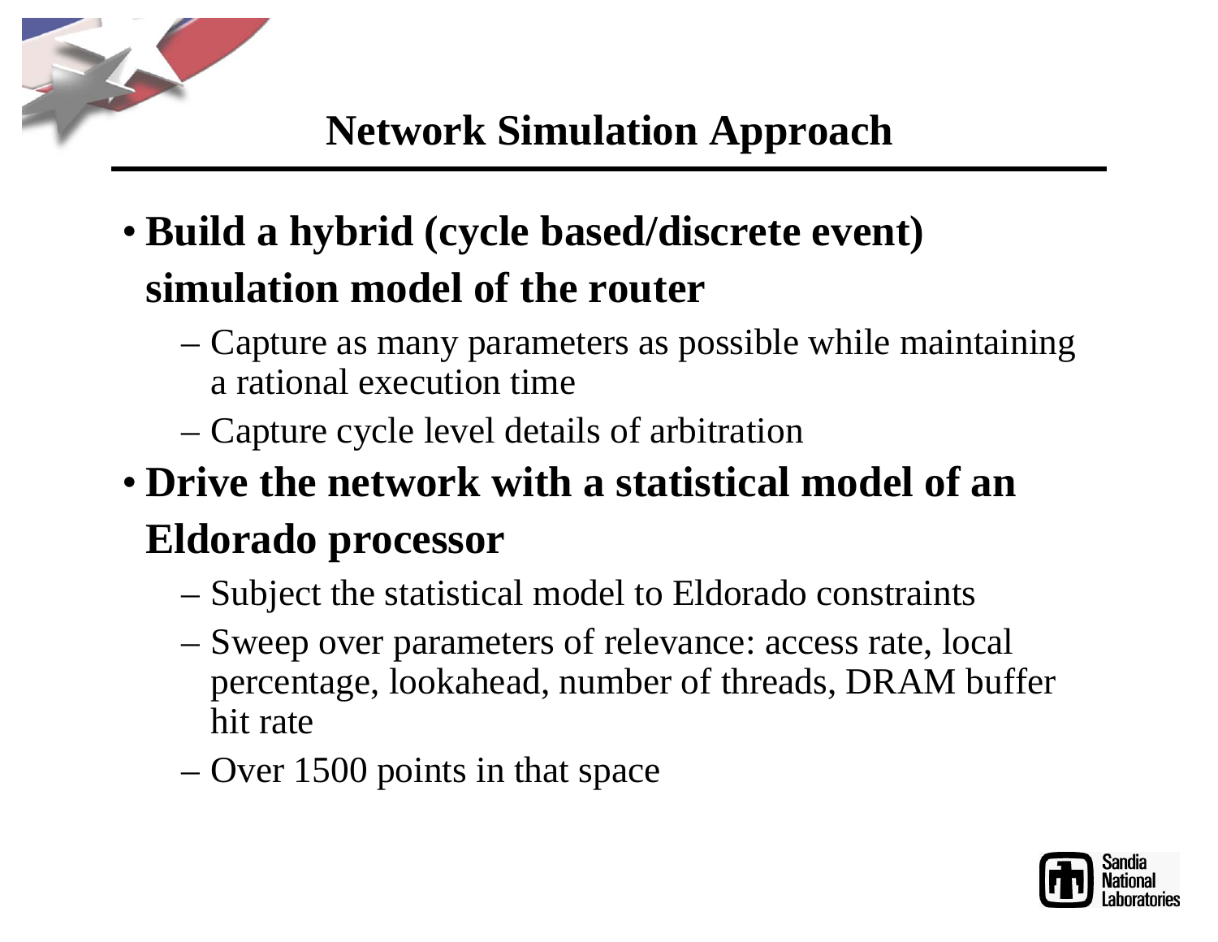# Network Simulation Approach

- **Build a hybrid (cycle based/discrete event) simulation model of the router**
  - Capture as many parameters as possible while maintaining a rational execution time
  - Capture cycle level details of arbitration
- **Drive the network with a statistical model of an Eldorado processor**
  - Subject the statistical model to Eldorado constraints
  - Sweep over parameters of relevance: access rate, local percentage, lookahead, number of threads, DRAM buffer hit rate
  - Over 1500 points in that space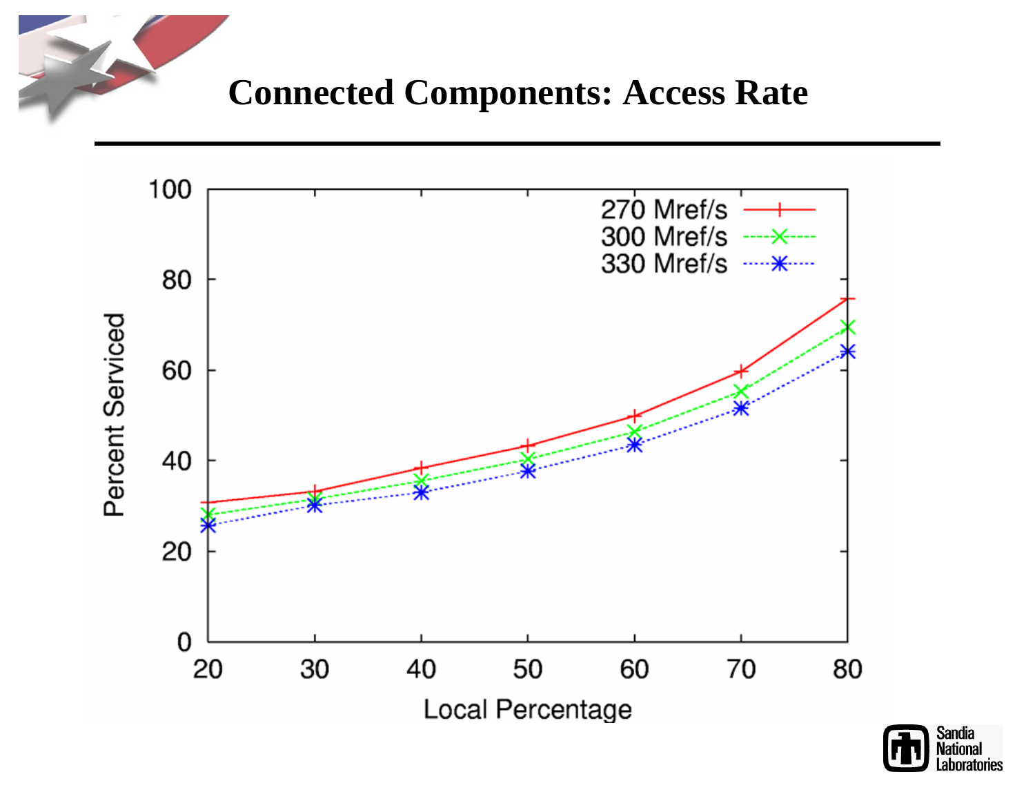# Connected Components: Access Rate

| Local Percentage | 270 Mref/s | 300 Mref/s | 330 Mref/s |
|---|---|---|---|
| 20 | ~31 | ~28 | ~26 |
| 30 | ~33 | ~31.5 | ~30 |
| 40 | ~38 | ~35.5 | ~33 |
| 50 | ~43 | ~40 | ~37.5 |
| 60 | ~50 | ~46.5 | ~43.5 |
| 70 | ~60 | ~55 | ~51.5 |
| 80 | ~76 | ~69.5 | ~64 |

*Y-axis: Percent Serviced (0–100); X-axis: Local Percentage (20–80). Values approximate, read from chart.*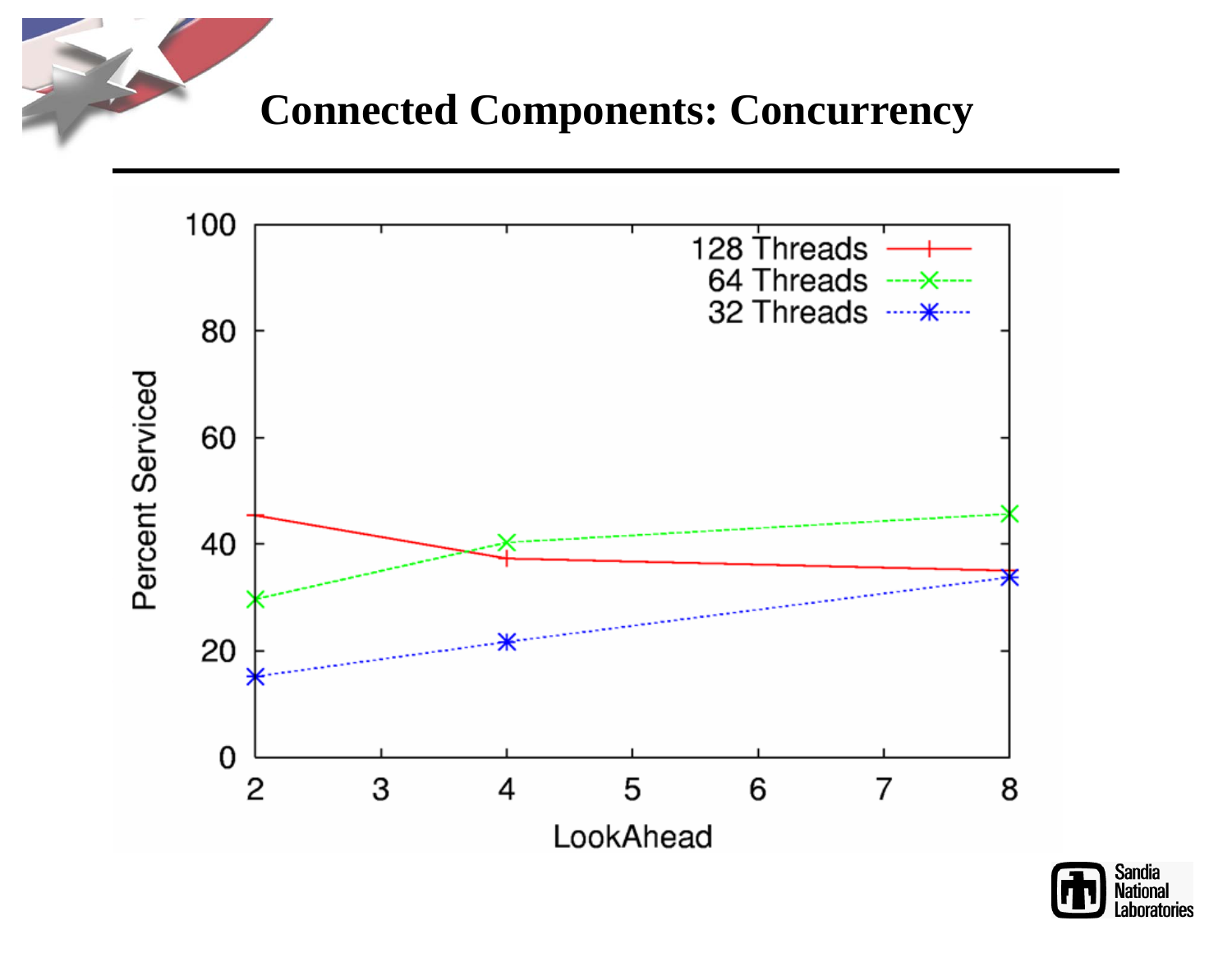# Connected Components: Concurrency

| LookAhead | 128 Threads | 64 Threads | 32 Threads |
|---|---|---|---|
| 2 | 45 | 30 | 15 |
| 4 | 37 | 40 | 22 |
| 8 | 35 | 46 | 34 |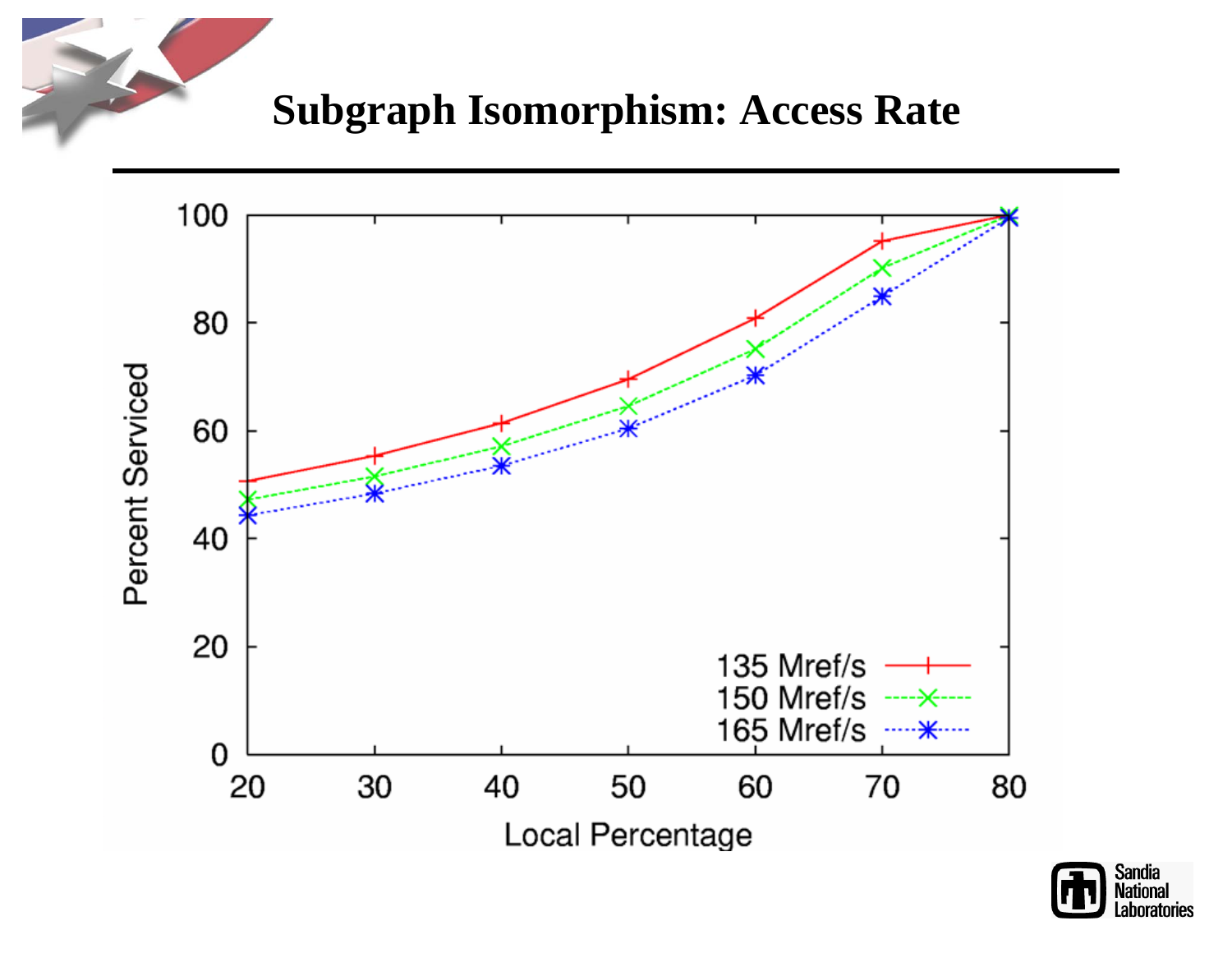# Subgraph Isomorphism: Access Rate

Percent Serviced vs. Local Percentage

| Local Percentage | 135 Mref/s | 150 Mref/s | 165 Mref/s |
|---|---|---|---|
| 20 | 51 | 47 | 44 |
| 30 | 55 | 51 | 48 |
| 40 | 61 | 57 | 53 |
| 50 | 69 | 64 | 60 |
| 60 | 81 | 75 | 70 |
| 70 | 95 | 90 | 85 |
| 80 | 100 | 100 | 100 |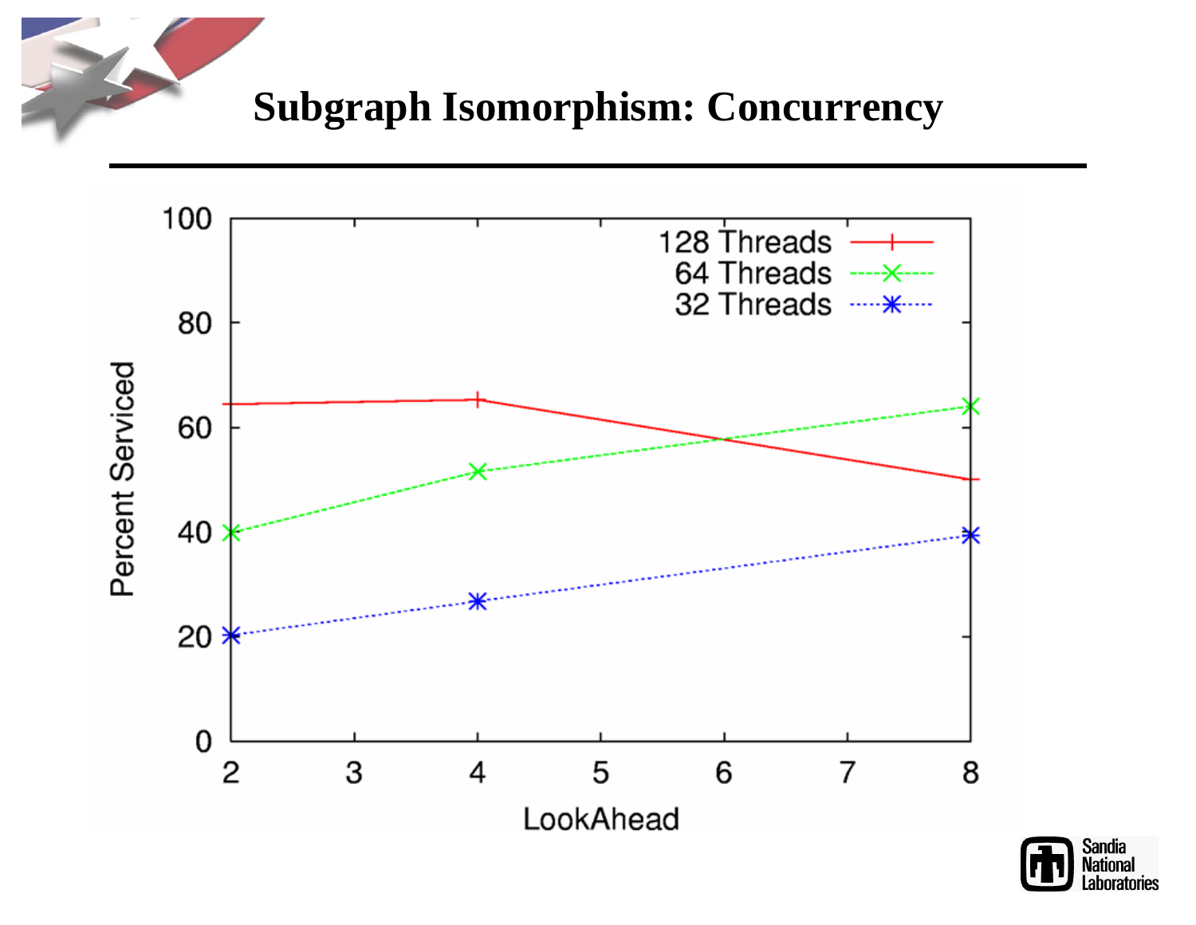# Subgraph Isomorphism: Concurrency

| LookAhead | 128 Threads | 64 Threads | 32 Threads |
|---|---|---|---|
| 2 | 64.5 | 40 | 20 |
| 4 | 65 | 51.5 | 26.5 |
| 8 | 50 | 64 | 39.5 |

Percent Serviced vs. LookAhead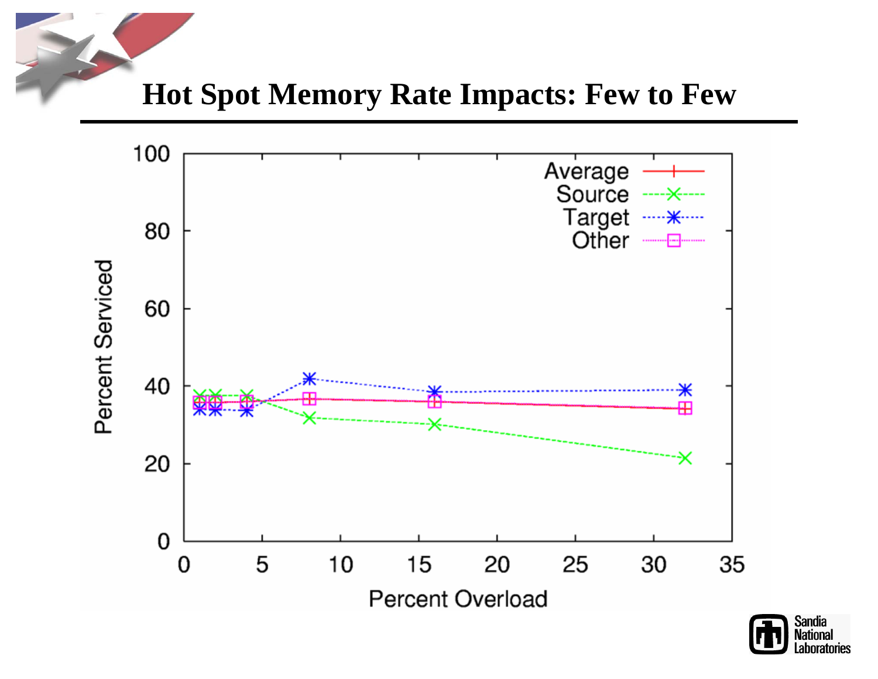# Hot Spot Memory Rate Impacts: Few to Few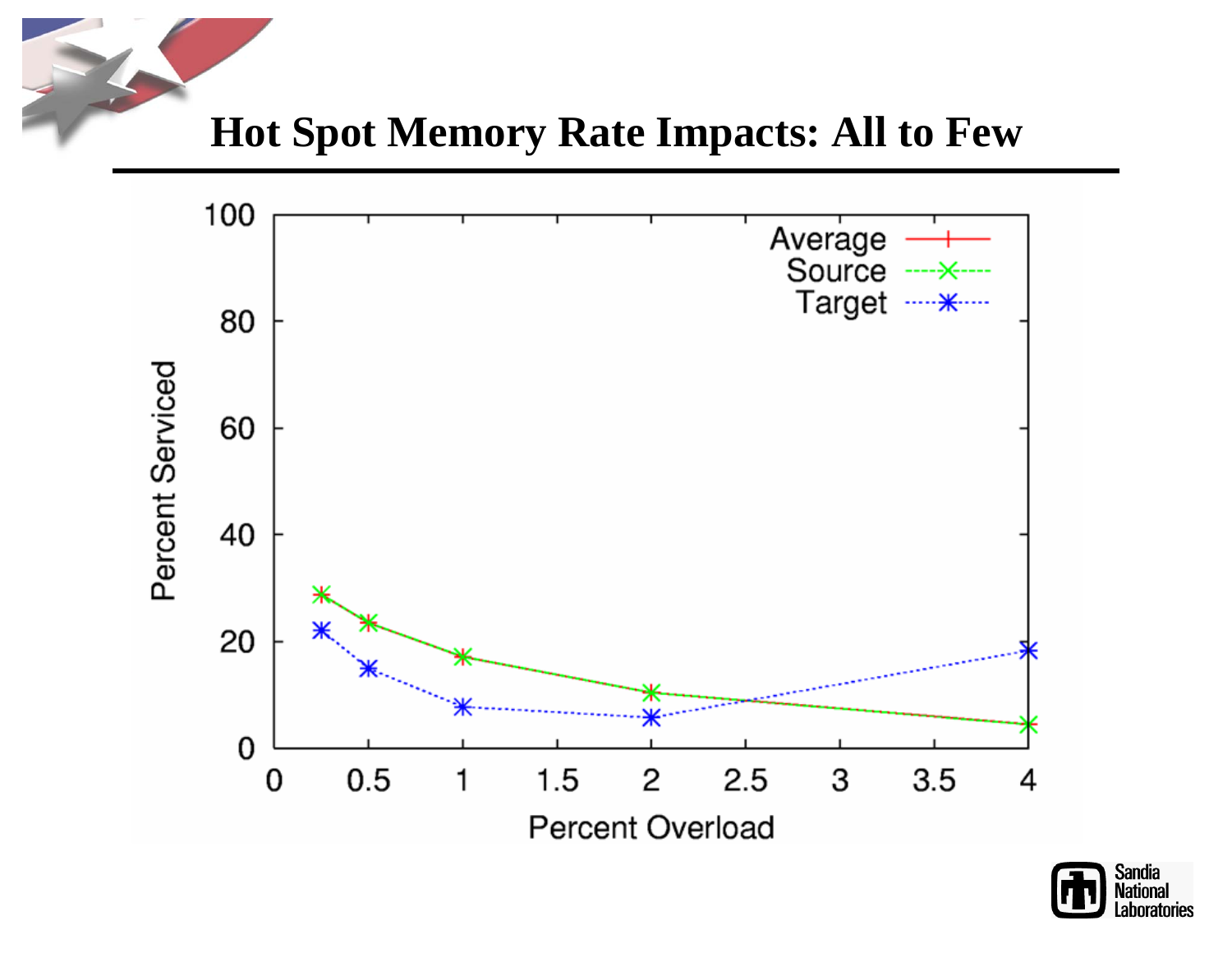# Hot Spot Memory Rate Impacts: All to Few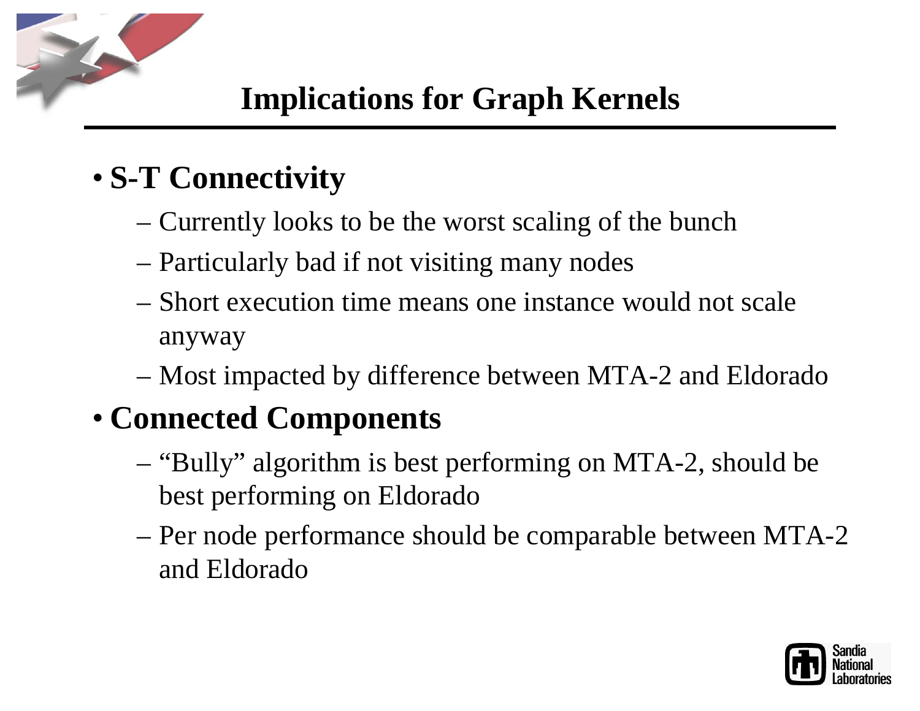# Implications for Graph Kernels

- **S-T Connectivity**
  - Currently looks to be the worst scaling of the bunch
  - Particularly bad if not visiting many nodes
  - Short execution time means one instance would not scale anyway
  - Most impacted by difference between MTA-2 and Eldorado
- **Connected Components**
  - "Bully" algorithm is best performing on MTA-2, should be best performing on Eldorado
  - Per node performance should be comparable between MTA-2 and Eldorado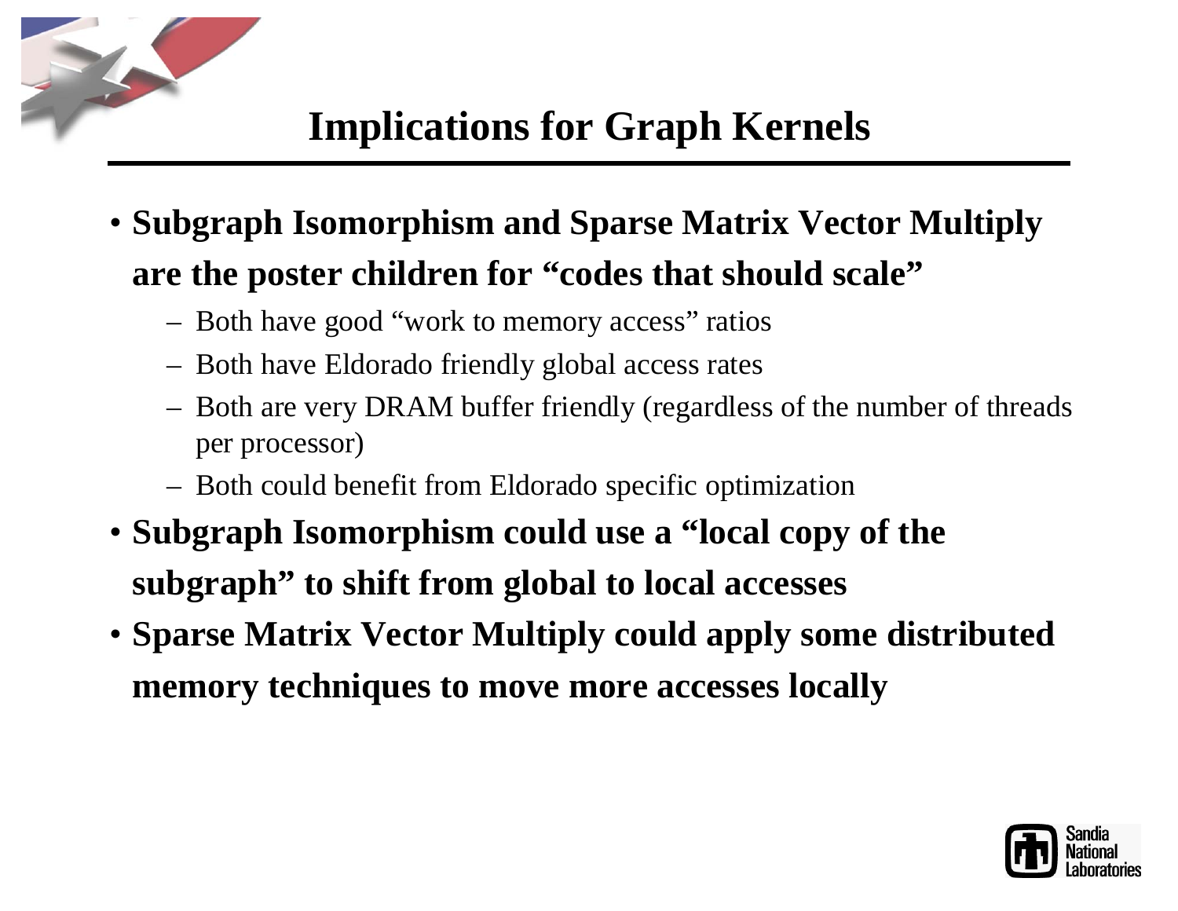# Implications for Graph Kernels

- **Subgraph Isomorphism and Sparse Matrix Vector Multiply are the poster children for "codes that should scale"**
  - Both have good "work to memory access" ratios
  - Both have Eldorado friendly global access rates
  - Both are very DRAM buffer friendly (regardless of the number of threads per processor)
  - Both could benefit from Eldorado specific optimization
- **Subgraph Isomorphism could use a "local copy of the subgraph" to shift from global to local accesses**
- **Sparse Matrix Vector Multiply could apply some distributed memory techniques to move more accesses locally**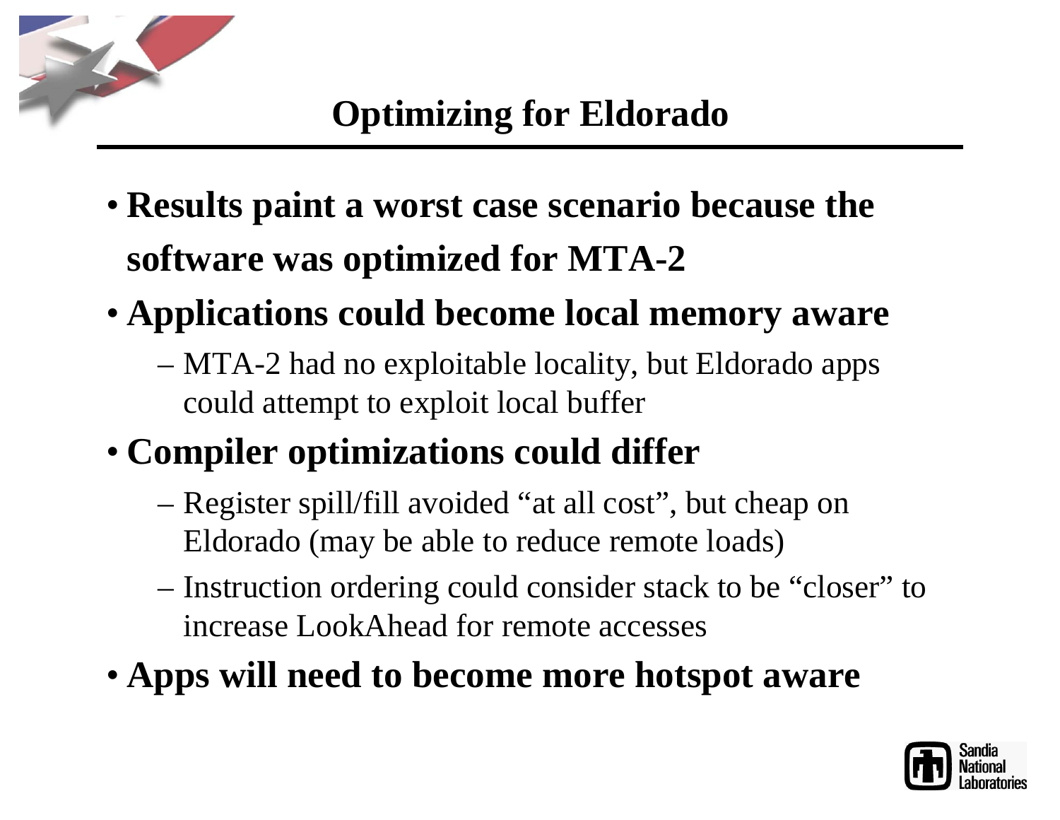# Optimizing for Eldorado

- **Results paint a worst case scenario because the software was optimized for MTA-2**
- **Applications could become local memory aware**
  - MTA-2 had no exploitable locality, but Eldorado apps could attempt to exploit local buffer
- **Compiler optimizations could differ**
  - Register spill/fill avoided "at all cost", but cheap on Eldorado (may be able to reduce remote loads)
  - Instruction ordering could consider stack to be "closer" to increase LookAhead for remote accesses
- **Apps will need to become more hotspot aware**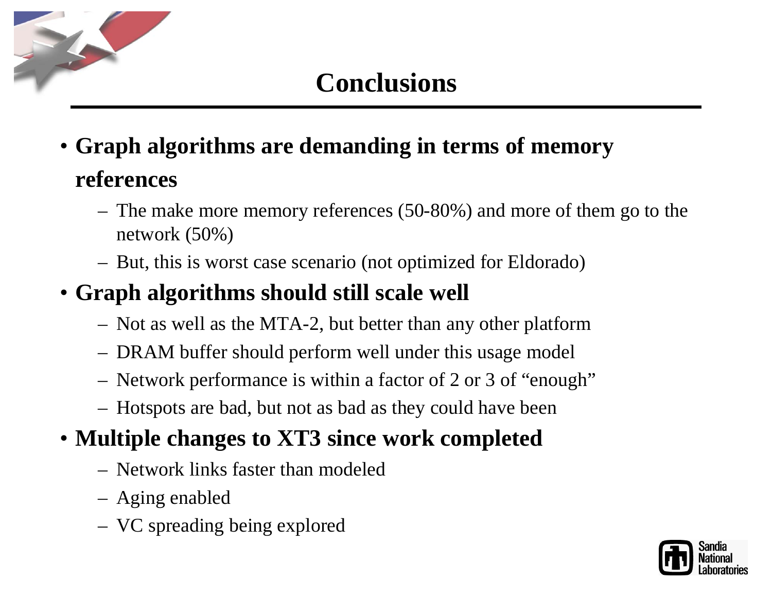# Conclusions

- **Graph algorithms are demanding in terms of memory references**
  - The make more memory references (50-80%) and more of them go to the network (50%)
  - But, this is worst case scenario (not optimized for Eldorado)
- **Graph algorithms should still scale well**
  - Not as well as the MTA-2, but better than any other platform
  - DRAM buffer should perform well under this usage model
  - Network performance is within a factor of 2 or 3 of "enough"
  - Hotspots are bad, but not as bad as they could have been
- **Multiple changes to XT3 since work completed**
  - Network links faster than modeled
  - Aging enabled
  - VC spreading being explored